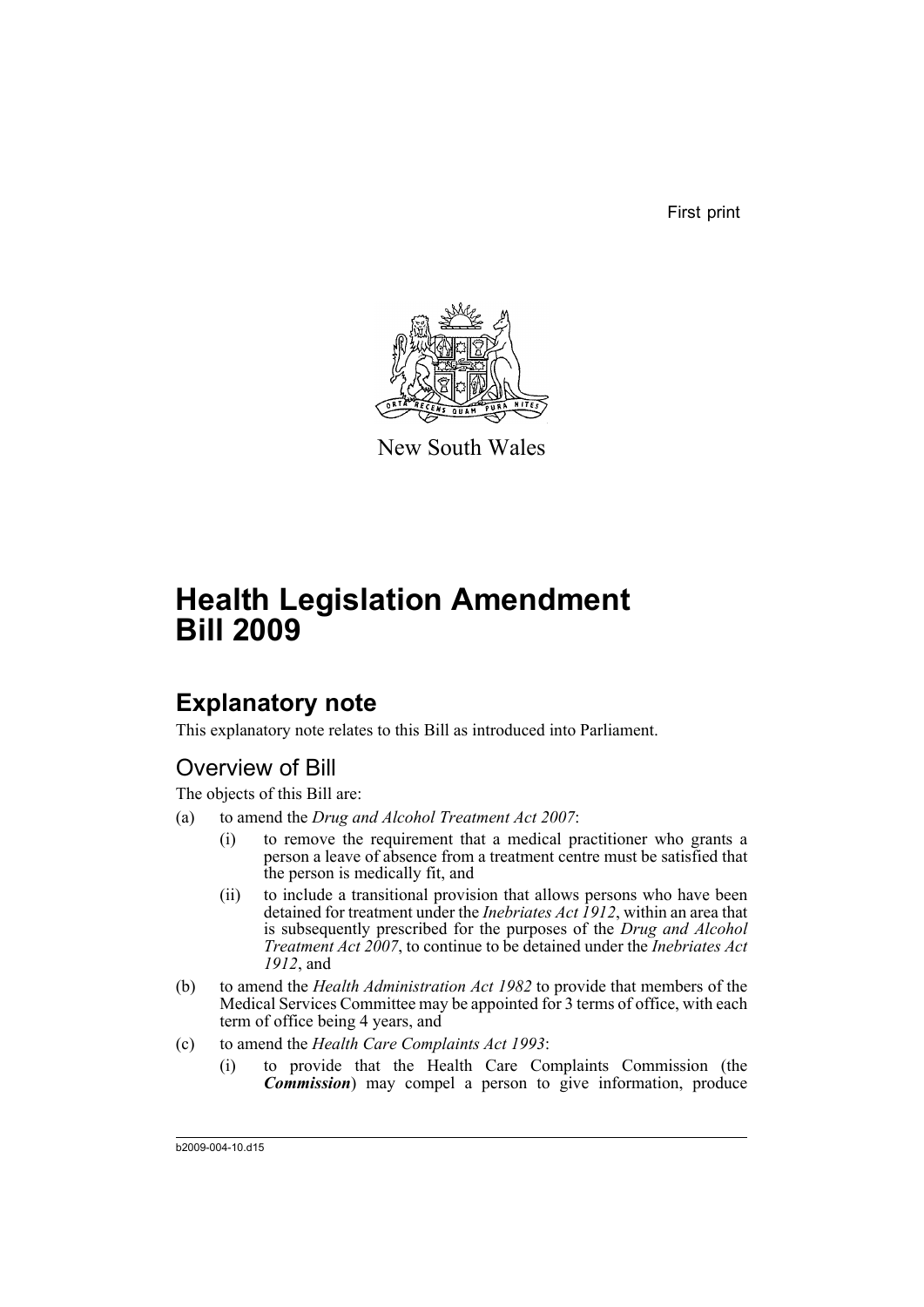First print

New South Wales

# Health Legislation Amendment Bill 2009

## Explanatory note

This explanatory note relates to this Bill as introduced into Parliament.

### Overview of Bill

The objects of this Bill are:

(a) to amend the *Drug and Alcohol Treatment Act 2007*:

  (i) to remove the requirement that a medical practitioner who grants a person a leave of absence from a treatment centre must be satisfied that the person is medically fit, and

  (ii) to include a transitional provision that allows persons who have been detained for treatment under the *Inebriates Act 1912*, within an area that is subsequently prescribed for the purposes of the *Drug and Alcohol Treatment Act 2007*, to continue to be detained under the *Inebriates Act 1912*, and

(b) to amend the *Health Administration Act 1982* to provide that members of the Medical Services Committee may be appointed for 3 terms of office, with each term of office being 4 years, and

(c) to amend the *Health Care Complaints Act 1993*:

  (i) to provide that the Health Care Complaints Commission (the ***Commission***) may compel a person to give information, produce

b2009-004-10.d15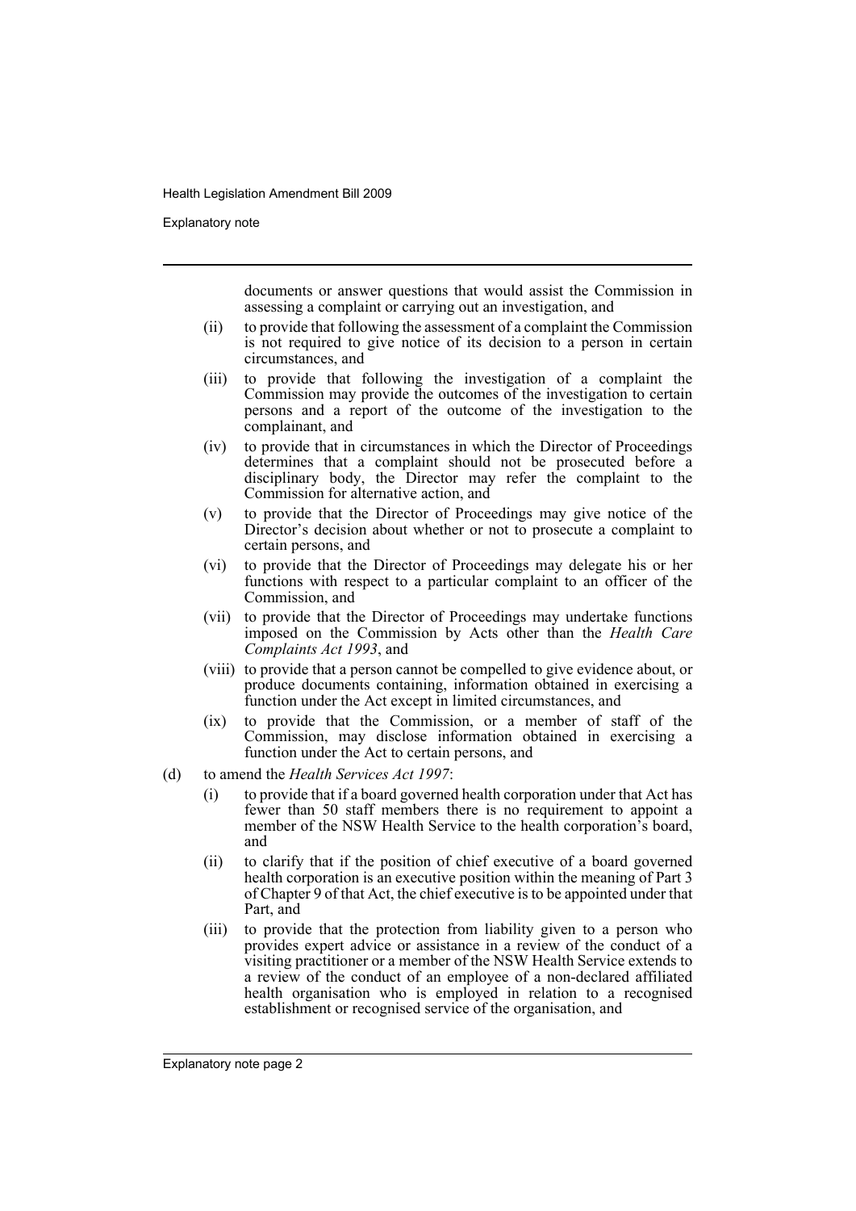documents or answer questions that would assist the Commission in assessing a complaint or carrying out an investigation, and

(ii) to provide that following the assessment of a complaint the Commission is not required to give notice of its decision to a person in certain circumstances, and

(iii) to provide that following the investigation of a complaint the Commission may provide the outcomes of the investigation to certain persons and a report of the outcome of the investigation to the complainant, and

(iv) to provide that in circumstances in which the Director of Proceedings determines that a complaint should not be prosecuted before a disciplinary body, the Director may refer the complaint to the Commission for alternative action, and

(v) to provide that the Director of Proceedings may give notice of the Director's decision about whether or not to prosecute a complaint to certain persons, and

(vi) to provide that the Director of Proceedings may delegate his or her functions with respect to a particular complaint to an officer of the Commission, and

(vii) to provide that the Director of Proceedings may undertake functions imposed on the Commission by Acts other than the *Health Care Complaints Act 1993*, and

(viii) to provide that a person cannot be compelled to give evidence about, or produce documents containing, information obtained in exercising a function under the Act except in limited circumstances, and

(ix) to provide that the Commission, or a member of staff of the Commission, may disclose information obtained in exercising a function under the Act to certain persons, and

(d) to amend the *Health Services Act 1997*:

(i) to provide that if a board governed health corporation under that Act has fewer than 50 staff members there is no requirement to appoint a member of the NSW Health Service to the health corporation's board, and

(ii) to clarify that if the position of chief executive of a board governed health corporation is an executive position within the meaning of Part 3 of Chapter 9 of that Act, the chief executive is to be appointed under that Part, and

(iii) to provide that the protection from liability given to a person who provides expert advice or assistance in a review of the conduct of a visiting practitioner or a member of the NSW Health Service extends to a review of the conduct of an employee of a non-declared affiliated health organisation who is employed in relation to a recognised establishment or recognised service of the organisation, and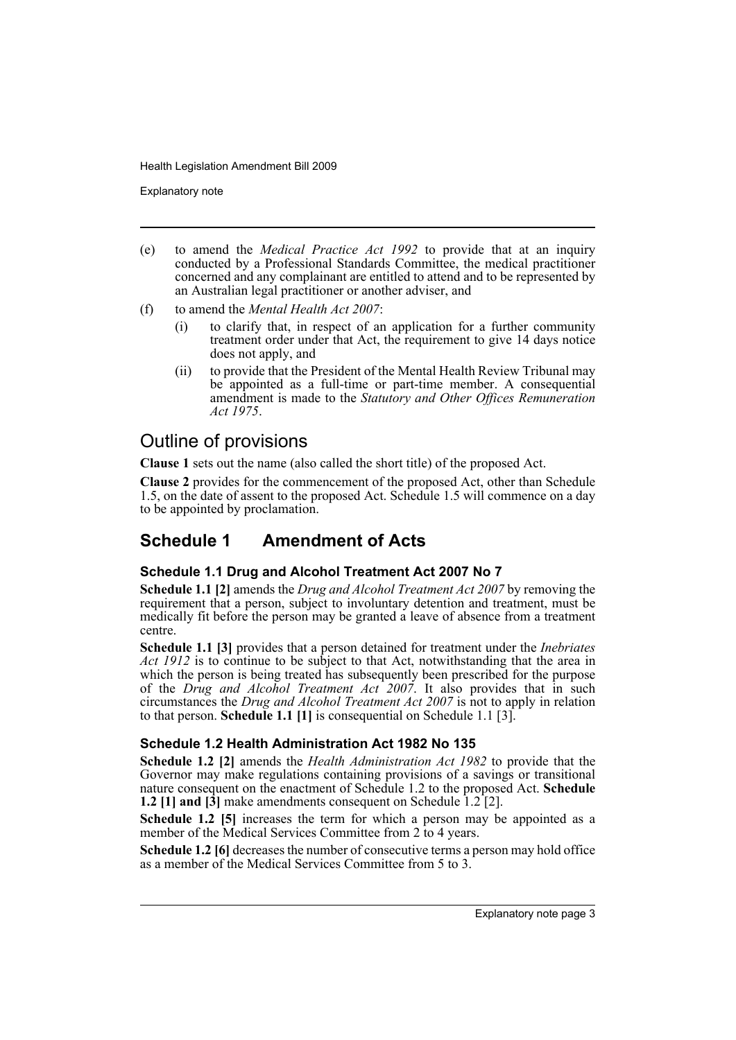- (e) to amend the *Medical Practice Act 1992* to provide that at an inquiry conducted by a Professional Standards Committee, the medical practitioner concerned and any complainant are entitled to attend and to be represented by an Australian legal practitioner or another adviser, and
- (f) to amend the *Mental Health Act 2007*:
  - (i) to clarify that, in respect of an application for a further community treatment order under that Act, the requirement to give 14 days notice does not apply, and
  - (ii) to provide that the President of the Mental Health Review Tribunal may be appointed as a full-time or part-time member. A consequential amendment is made to the *Statutory and Other Offices Remuneration Act 1975*.

## Outline of provisions

**Clause 1** sets out the name (also called the short title) of the proposed Act.

**Clause 2** provides for the commencement of the proposed Act, other than Schedule 1.5, on the date of assent to the proposed Act. Schedule 1.5 will commence on a day to be appointed by proclamation.

## Schedule 1 Amendment of Acts

### Schedule 1.1 Drug and Alcohol Treatment Act 2007 No 7

**Schedule 1.1 [2]** amends the *Drug and Alcohol Treatment Act 2007* by removing the requirement that a person, subject to involuntary detention and treatment, must be medically fit before the person may be granted a leave of absence from a treatment centre.

**Schedule 1.1 [3]** provides that a person detained for treatment under the *Inebriates Act 1912* is to continue to be subject to that Act, notwithstanding that the area in which the person is being treated has subsequently been prescribed for the purpose of the *Drug and Alcohol Treatment Act 2007*. It also provides that in such circumstances the *Drug and Alcohol Treatment Act 2007* is not to apply in relation to that person. **Schedule 1.1 [1]** is consequential on Schedule 1.1 [3].

### Schedule 1.2 Health Administration Act 1982 No 135

**Schedule 1.2 [2]** amends the *Health Administration Act 1982* to provide that the Governor may make regulations containing provisions of a savings or transitional nature consequent on the enactment of Schedule 1.2 to the proposed Act. **Schedule 1.2 [1] and [3]** make amendments consequent on Schedule 1.2 [2].

**Schedule 1.2 [5]** increases the term for which a person may be appointed as a member of the Medical Services Committee from 2 to 4 years.

**Schedule 1.2 [6]** decreases the number of consecutive terms a person may hold office as a member of the Medical Services Committee from 5 to 3.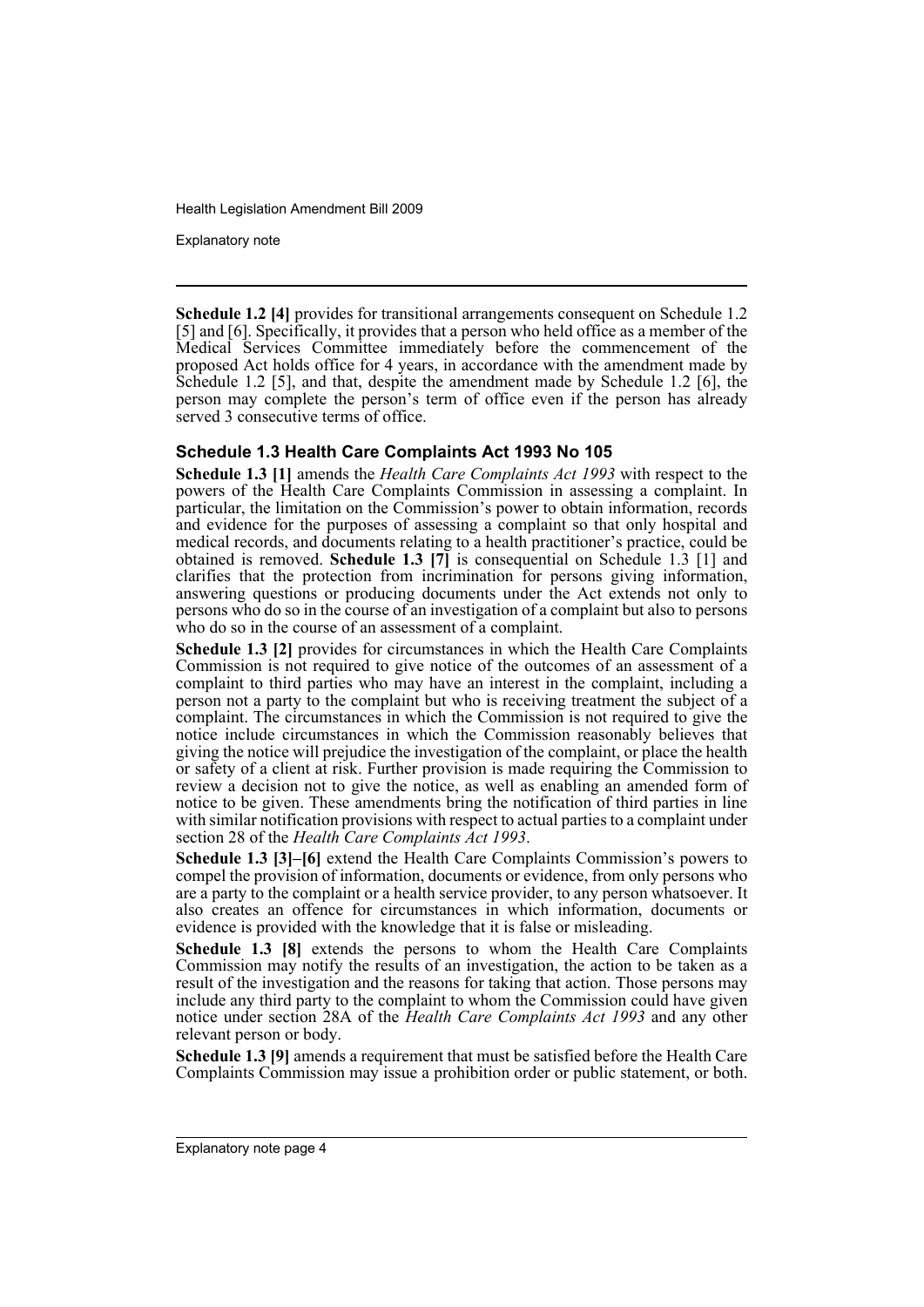**Schedule 1.2 [4]** provides for transitional arrangements consequent on Schedule 1.2 [5] and [6]. Specifically, it provides that a person who held office as a member of the Medical Services Committee immediately before the commencement of the proposed Act holds office for 4 years, in accordance with the amendment made by Schedule 1.2 [5], and that, despite the amendment made by Schedule 1.2 [6], the person may complete the person's term of office even if the person has already served 3 consecutive terms of office.

### Schedule 1.3 Health Care Complaints Act 1993 No 105

**Schedule 1.3 [1]** amends the *Health Care Complaints Act 1993* with respect to the powers of the Health Care Complaints Commission in assessing a complaint. In particular, the limitation on the Commission's power to obtain information, records and evidence for the purposes of assessing a complaint so that only hospital and medical records, and documents relating to a health practitioner's practice, could be obtained is removed. **Schedule 1.3 [7]** is consequential on Schedule 1.3 [1] and clarifies that the protection from incrimination for persons giving information, answering questions or producing documents under the Act extends not only to persons who do so in the course of an investigation of a complaint but also to persons who do so in the course of an assessment of a complaint.

**Schedule 1.3 [2]** provides for circumstances in which the Health Care Complaints Commission is not required to give notice of the outcomes of an assessment of a complaint to third parties who may have an interest in the complaint, including a person not a party to the complaint but who is receiving treatment the subject of a complaint. The circumstances in which the Commission is not required to give the notice include circumstances in which the Commission reasonably believes that giving the notice will prejudice the investigation of the complaint, or place the health or safety of a client at risk. Further provision is made requiring the Commission to review a decision not to give the notice, as well as enabling an amended form of notice to be given. These amendments bring the notification of third parties in line with similar notification provisions with respect to actual parties to a complaint under section 28 of the *Health Care Complaints Act 1993*.

**Schedule 1.3 [3]–[6]** extend the Health Care Complaints Commission's powers to compel the provision of information, documents or evidence, from only persons who are a party to the complaint or a health service provider, to any person whatsoever. It also creates an offence for circumstances in which information, documents or evidence is provided with the knowledge that it is false or misleading.

**Schedule 1.3 [8]** extends the persons to whom the Health Care Complaints Commission may notify the results of an investigation, the action to be taken as a result of the investigation and the reasons for taking that action. Those persons may include any third party to the complaint to whom the Commission could have given notice under section 28A of the *Health Care Complaints Act 1993* and any other relevant person or body.

**Schedule 1.3 [9]** amends a requirement that must be satisfied before the Health Care Complaints Commission may issue a prohibition order or public statement, or both.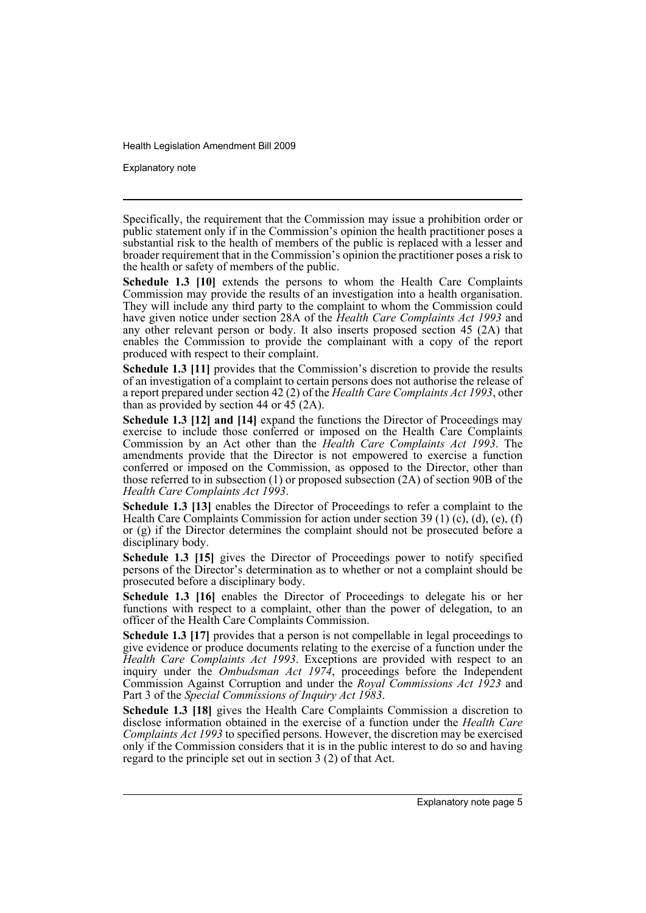Specifically, the requirement that the Commission may issue a prohibition order or public statement only if in the Commission's opinion the health practitioner poses a substantial risk to the health of members of the public is replaced with a lesser and broader requirement that in the Commission's opinion the practitioner poses a risk to the health or safety of members of the public.

**Schedule 1.3 [10]** extends the persons to whom the Health Care Complaints Commission may provide the results of an investigation into a health organisation. They will include any third party to the complaint to whom the Commission could have given notice under section 28A of the *Health Care Complaints Act 1993* and any other relevant person or body. It also inserts proposed section 45 (2A) that enables the Commission to provide the complainant with a copy of the report produced with respect to their complaint.

**Schedule 1.3 [11]** provides that the Commission's discretion to provide the results of an investigation of a complaint to certain persons does not authorise the release of a report prepared under section 42 (2) of the *Health Care Complaints Act 1993*, other than as provided by section 44 or 45 (2A).

**Schedule 1.3 [12] and [14]** expand the functions the Director of Proceedings may exercise to include those conferred or imposed on the Health Care Complaints Commission by an Act other than the *Health Care Complaints Act 1993*. The amendments provide that the Director is not empowered to exercise a function conferred or imposed on the Commission, as opposed to the Director, other than those referred to in subsection (1) or proposed subsection (2A) of section 90B of the *Health Care Complaints Act 1993*.

**Schedule 1.3 [13]** enables the Director of Proceedings to refer a complaint to the Health Care Complaints Commission for action under section 39 (1) (c), (d), (e), (f) or (g) if the Director determines the complaint should not be prosecuted before a disciplinary body.

**Schedule 1.3 [15]** gives the Director of Proceedings power to notify specified persons of the Director's determination as to whether or not a complaint should be prosecuted before a disciplinary body.

**Schedule 1.3 [16]** enables the Director of Proceedings to delegate his or her functions with respect to a complaint, other than the power of delegation, to an officer of the Health Care Complaints Commission.

**Schedule 1.3 [17]** provides that a person is not compellable in legal proceedings to give evidence or produce documents relating to the exercise of a function under the *Health Care Complaints Act 1993*. Exceptions are provided with respect to an inquiry under the *Ombudsman Act 1974*, proceedings before the Independent Commission Against Corruption and under the *Royal Commissions Act 1923* and Part 3 of the *Special Commissions of Inquiry Act 1983*.

**Schedule 1.3 [18]** gives the Health Care Complaints Commission a discretion to disclose information obtained in the exercise of a function under the *Health Care Complaints Act 1993* to specified persons. However, the discretion may be exercised only if the Commission considers that it is in the public interest to do so and having regard to the principle set out in section 3 (2) of that Act.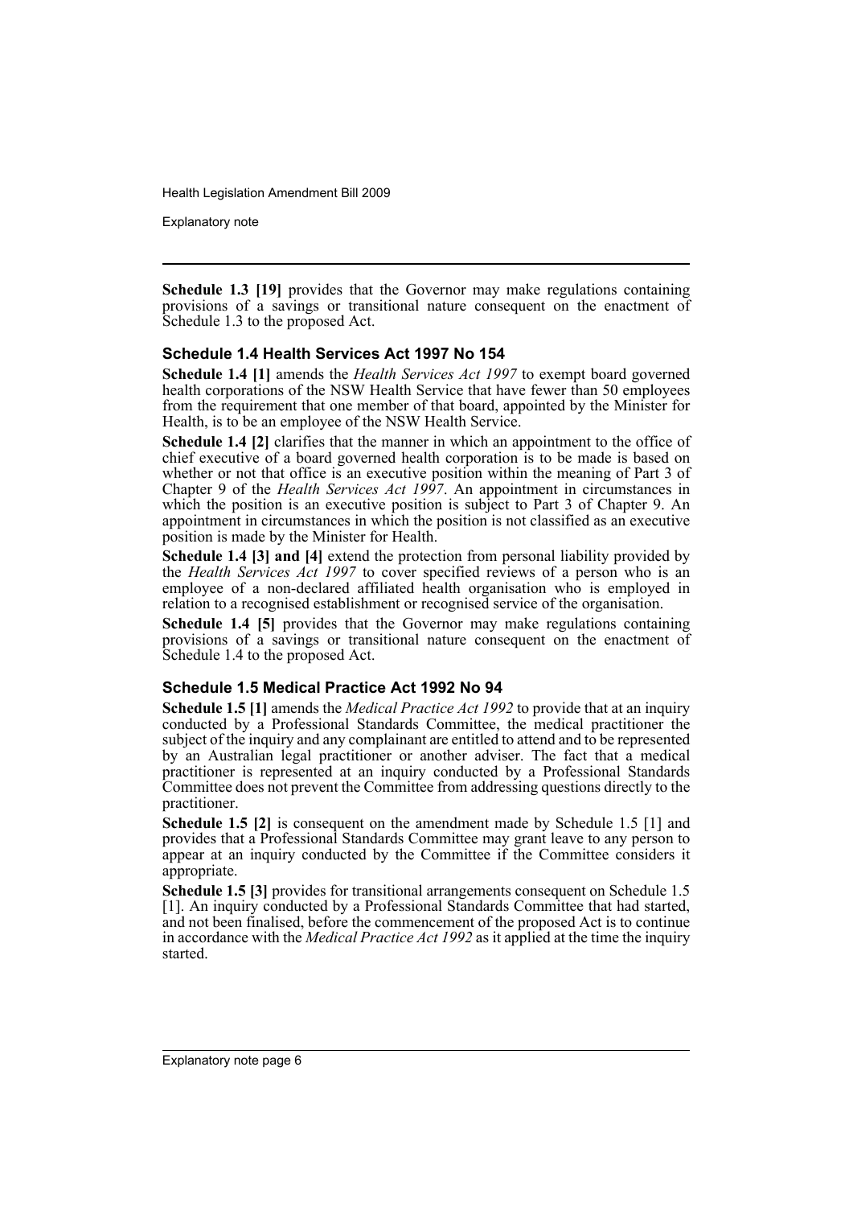**Schedule 1.3 [19]** provides that the Governor may make regulations containing provisions of a savings or transitional nature consequent on the enactment of Schedule 1.3 to the proposed Act.

### Schedule 1.4 Health Services Act 1997 No 154

**Schedule 1.4 [1]** amends the *Health Services Act 1997* to exempt board governed health corporations of the NSW Health Service that have fewer than 50 employees from the requirement that one member of that board, appointed by the Minister for Health, is to be an employee of the NSW Health Service.

**Schedule 1.4 [2]** clarifies that the manner in which an appointment to the office of chief executive of a board governed health corporation is to be made is based on whether or not that office is an executive position within the meaning of Part 3 of Chapter 9 of the *Health Services Act 1997*. An appointment in circumstances in which the position is an executive position is subject to Part 3 of Chapter 9. An appointment in circumstances in which the position is not classified as an executive position is made by the Minister for Health.

**Schedule 1.4 [3] and [4]** extend the protection from personal liability provided by the *Health Services Act 1997* to cover specified reviews of a person who is an employee of a non-declared affiliated health organisation who is employed in relation to a recognised establishment or recognised service of the organisation.

**Schedule 1.4 [5]** provides that the Governor may make regulations containing provisions of a savings or transitional nature consequent on the enactment of Schedule 1.4 to the proposed Act.

### Schedule 1.5 Medical Practice Act 1992 No 94

**Schedule 1.5 [1]** amends the *Medical Practice Act 1992* to provide that at an inquiry conducted by a Professional Standards Committee, the medical practitioner the subject of the inquiry and any complainant are entitled to attend and to be represented by an Australian legal practitioner or another adviser. The fact that a medical practitioner is represented at an inquiry conducted by a Professional Standards Committee does not prevent the Committee from addressing questions directly to the practitioner.

**Schedule 1.5 [2]** is consequent on the amendment made by Schedule 1.5 [1] and provides that a Professional Standards Committee may grant leave to any person to appear at an inquiry conducted by the Committee if the Committee considers it appropriate.

**Schedule 1.5 [3]** provides for transitional arrangements consequent on Schedule 1.5 [1]. An inquiry conducted by a Professional Standards Committee that had started, and not been finalised, before the commencement of the proposed Act is to continue in accordance with the *Medical Practice Act 1992* as it applied at the time the inquiry started.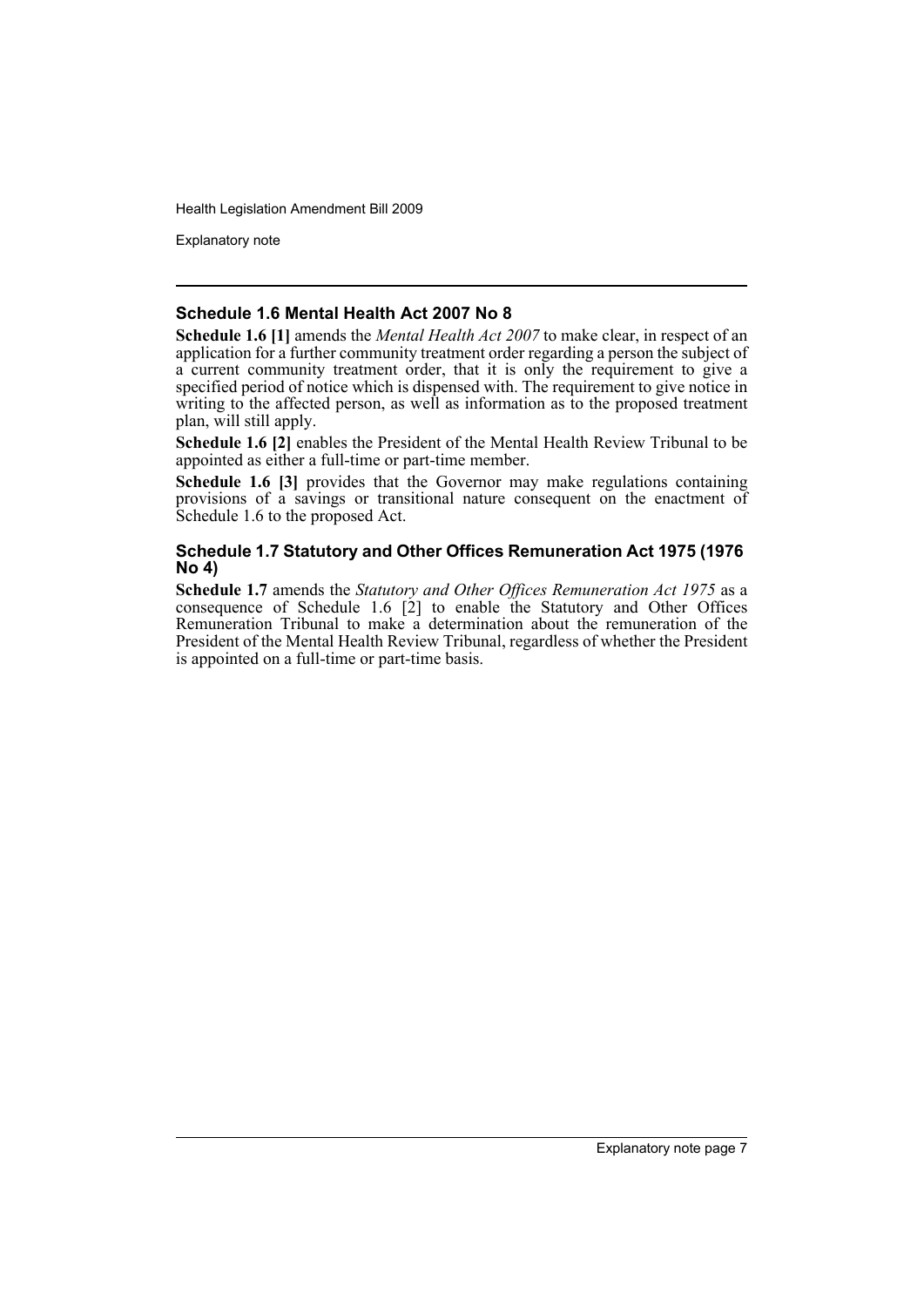### Schedule 1.6 Mental Health Act 2007 No 8

**Schedule 1.6 [1]** amends the *Mental Health Act 2007* to make clear, in respect of an application for a further community treatment order regarding a person the subject of a current community treatment order, that it is only the requirement to give a specified period of notice which is dispensed with. The requirement to give notice in writing to the affected person, as well as information as to the proposed treatment plan, will still apply.

**Schedule 1.6 [2]** enables the President of the Mental Health Review Tribunal to be appointed as either a full-time or part-time member.

**Schedule 1.6 [3]** provides that the Governor may make regulations containing provisions of a savings or transitional nature consequent on the enactment of Schedule 1.6 to the proposed Act.

### Schedule 1.7 Statutory and Other Offices Remuneration Act 1975 (1976 No 4)

**Schedule 1.7** amends the *Statutory and Other Offices Remuneration Act 1975* as a consequence of Schedule 1.6 [2] to enable the Statutory and Other Offices Remuneration Tribunal to make a determination about the remuneration of the President of the Mental Health Review Tribunal, regardless of whether the President is appointed on a full-time or part-time basis.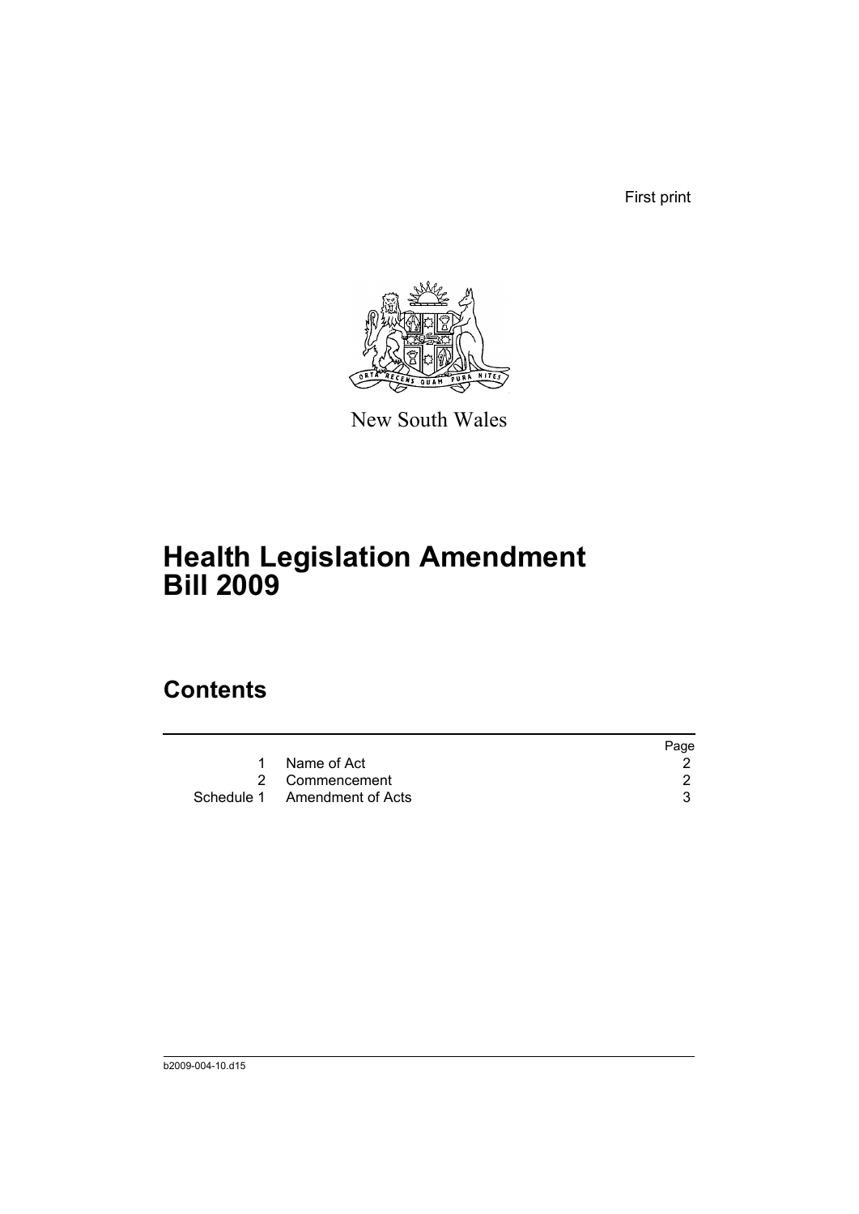First print

New South Wales

# Health Legislation Amendment Bill 2009

## Contents

| | | Page |
|---|---|---|
| 1 | Name of Act | 2 |
| 2 | Commencement | 2 |
| Schedule 1 | Amendment of Acts | 3 |

b2009-004-10.d15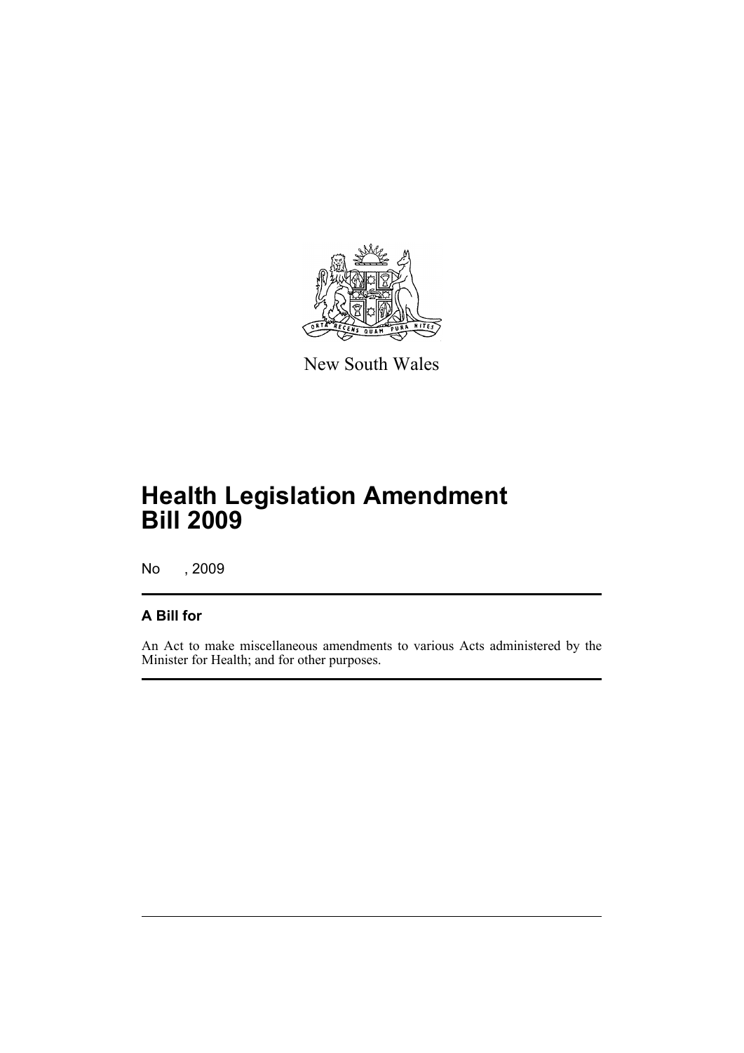New South Wales

# Health Legislation Amendment Bill 2009

No , 2009

## A Bill for

An Act to make miscellaneous amendments to various Acts administered by the Minister for Health; and for other purposes.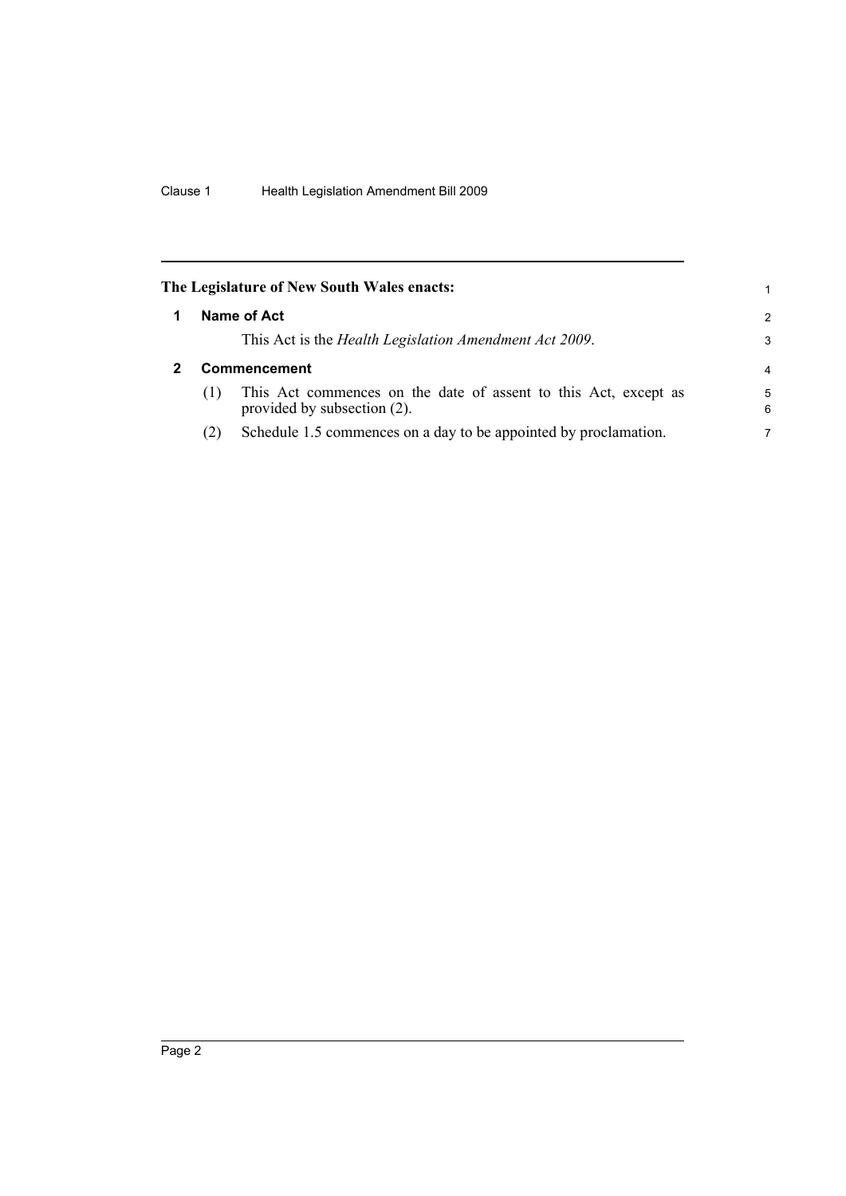The Legislature of New South Wales enacts:

## 1 Name of Act

This Act is the *Health Legislation Amendment Act 2009*.

## 2 Commencement

(1) This Act commences on the date of assent to this Act, except as provided by subsection (2).

(2) Schedule 1.5 commences on a day to be appointed by proclamation.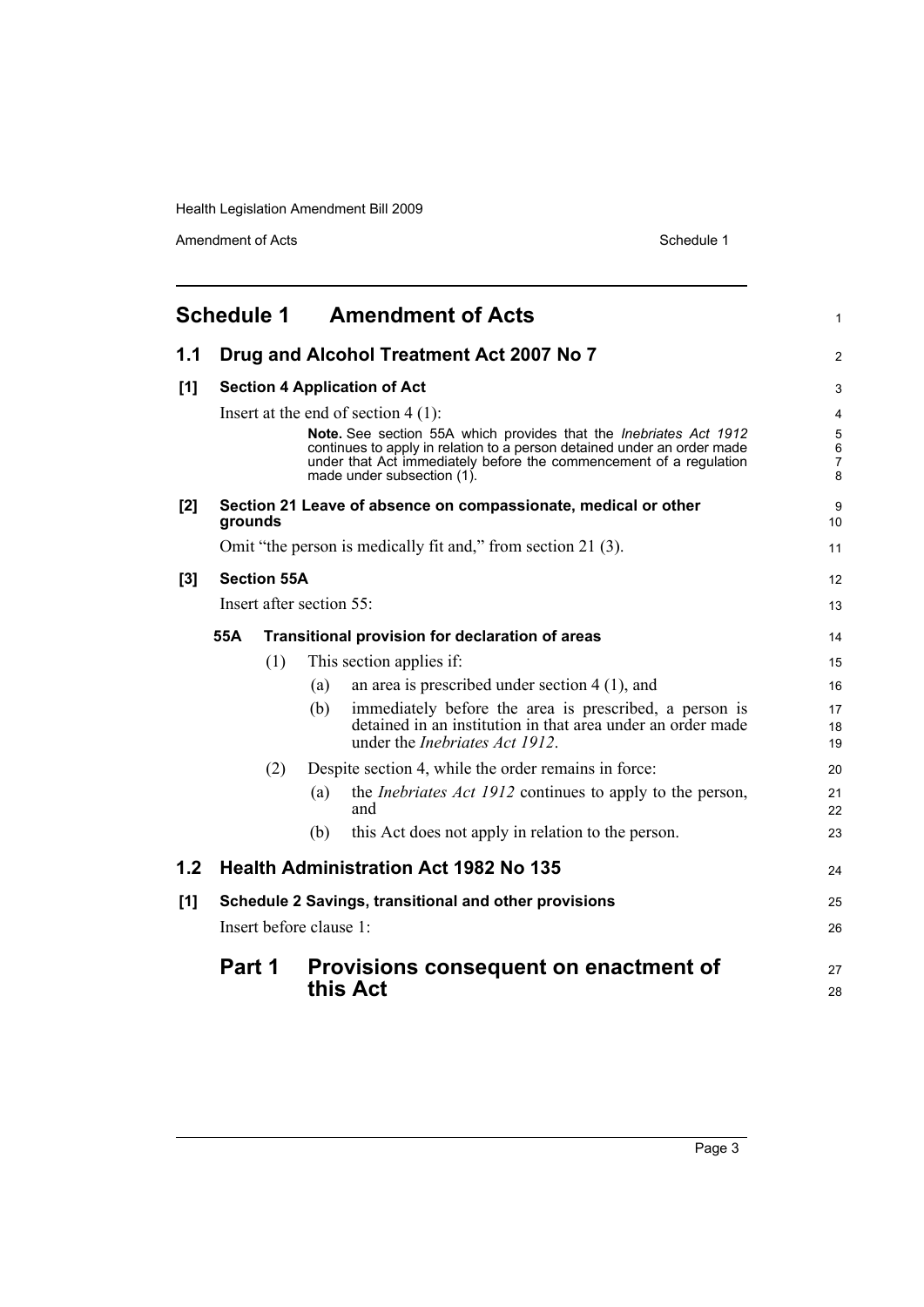# Schedule 1 Amendment of Acts

## 1.1 Drug and Alcohol Treatment Act 2007 No 7

### [1] Section 4 Application of Act

Insert at the end of section 4 (1):

> **Note.** See section 55A which provides that the *Inebriates Act 1912* continues to apply in relation to a person detained under an order made under that Act immediately before the commencement of a regulation made under subsection (1).

### [2] Section 21 Leave of absence on compassionate, medical or other grounds

Omit "the person is medically fit and," from section 21 (3).

### [3] Section 55A

Insert after section 55:

**55A Transitional provision for declaration of areas**

(1) This section applies if:

- (a) an area is prescribed under section 4 (1), and
- (b) immediately before the area is prescribed, a person is detained in an institution in that area under an order made under the *Inebriates Act 1912*.

(2) Despite section 4, while the order remains in force:

- (a) the *Inebriates Act 1912* continues to apply to the person, and
- (b) this Act does not apply in relation to the person.

## 1.2 Health Administration Act 1982 No 135

### [1] Schedule 2 Savings, transitional and other provisions

Insert before clause 1:

**Part 1 Provisions consequent on enactment of this Act**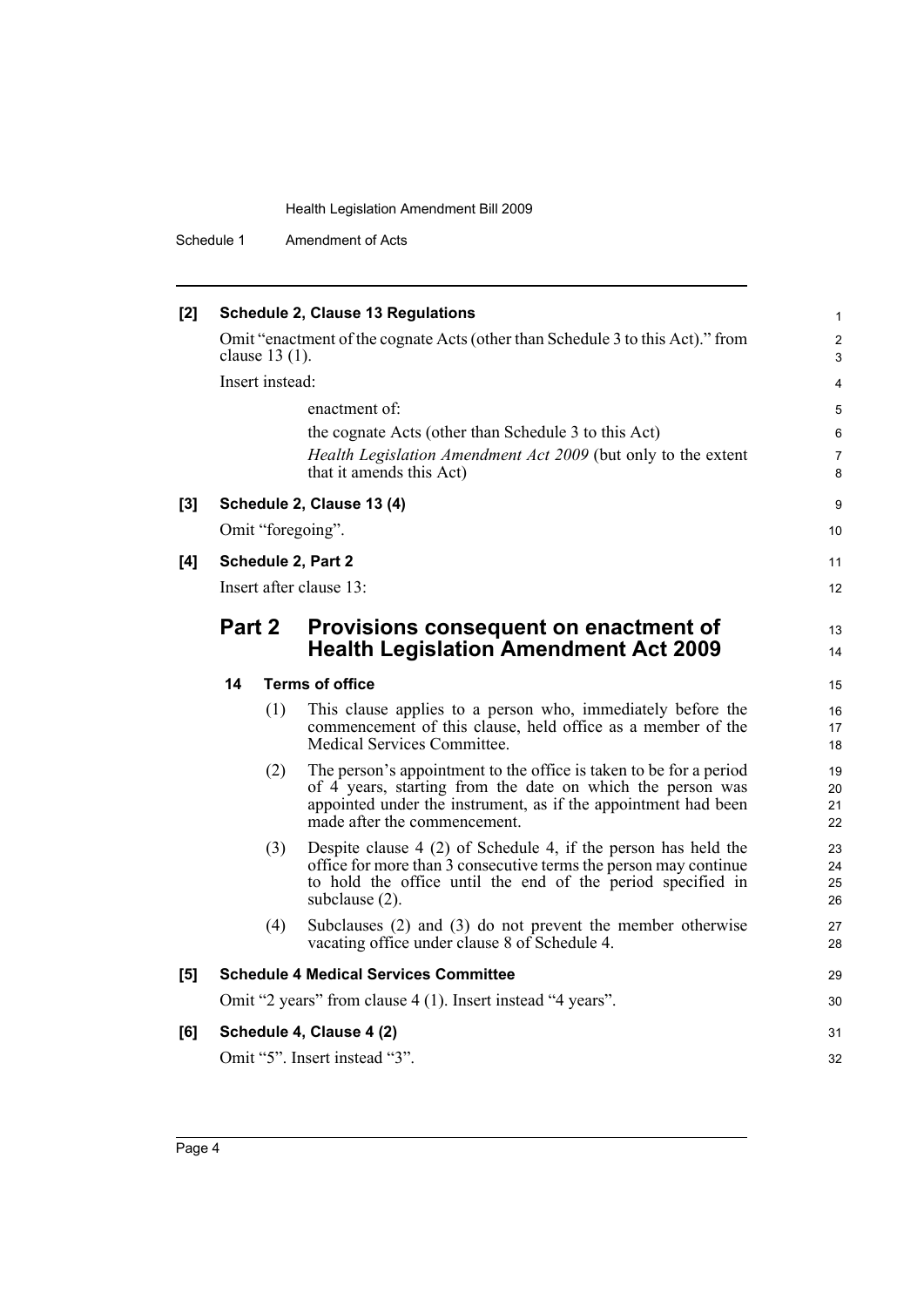**[2] Schedule 2, Clause 13 Regulations**

Omit "enactment of the cognate Acts (other than Schedule 3 to this Act)." from clause 13 (1).

Insert instead:

> enactment of:
>
> the cognate Acts (other than Schedule 3 to this Act)
>
> *Health Legislation Amendment Act 2009* (but only to the extent that it amends this Act)

**[3] Schedule 2, Clause 13 (4)**

Omit "foregoing".

**[4] Schedule 2, Part 2**

Insert after clause 13:

## Part 2 Provisions consequent on enactment of Health Legislation Amendment Act 2009

### 14 Terms of office

(1) This clause applies to a person who, immediately before the commencement of this clause, held office as a member of the Medical Services Committee.

(2) The person's appointment to the office is taken to be for a period of 4 years, starting from the date on which the person was appointed under the instrument, as if the appointment had been made after the commencement.

(3) Despite clause 4 (2) of Schedule 4, if the person has held the office for more than 3 consecutive terms the person may continue to hold the office until the end of the period specified in subclause (2).

(4) Subclauses (2) and (3) do not prevent the member otherwise vacating office under clause 8 of Schedule 4.

**[5] Schedule 4 Medical Services Committee**

Omit "2 years" from clause 4 (1). Insert instead "4 years".

**[6] Schedule 4, Clause 4 (2)**

Omit "5". Insert instead "3".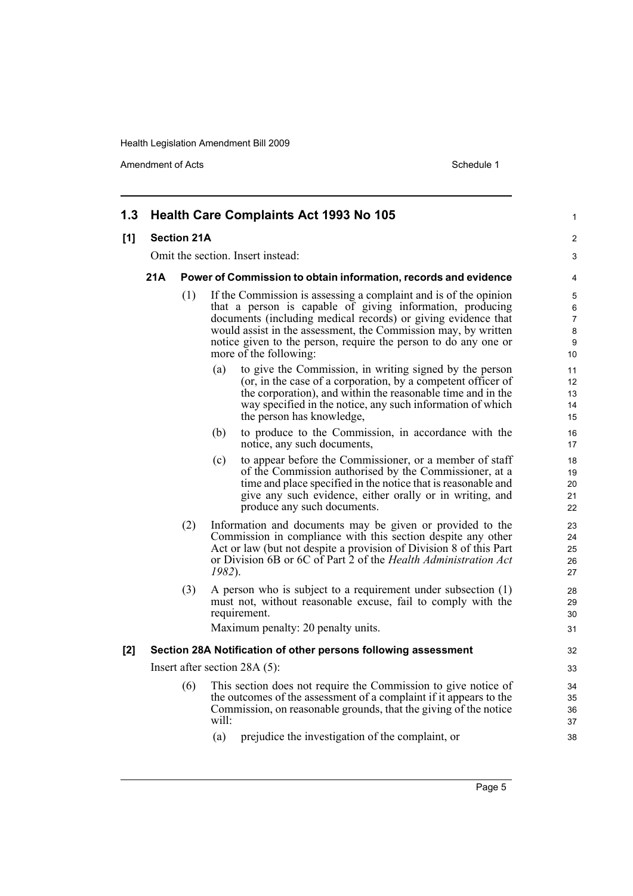## 1.3 Health Care Complaints Act 1993 No 105

### [1] Section 21A

Omit the section. Insert instead:

#### 21A Power of Commission to obtain information, records and evidence

(1) If the Commission is assessing a complaint and is of the opinion that a person is capable of giving information, producing documents (including medical records) or giving evidence that would assist in the assessment, the Commission may, by written notice given to the person, require the person to do any one or more of the following:

(a) to give the Commission, in writing signed by the person (or, in the case of a corporation, by a competent officer of the corporation), and within the reasonable time and in the way specified in the notice, any such information of which the person has knowledge,

(b) to produce to the Commission, in accordance with the notice, any such documents,

(c) to appear before the Commissioner, or a member of staff of the Commission authorised by the Commissioner, at a time and place specified in the notice that is reasonable and give any such evidence, either orally or in writing, and produce any such documents.

(2) Information and documents may be given or provided to the Commission in compliance with this section despite any other Act or law (but not despite a provision of Division 8 of this Part or Division 6B or 6C of Part 2 of the *Health Administration Act 1982*).

(3) A person who is subject to a requirement under subsection (1) must not, without reasonable excuse, fail to comply with the requirement.

Maximum penalty: 20 penalty units.

### [2] Section 28A Notification of other persons following assessment

Insert after section 28A (5):

(6) This section does not require the Commission to give notice of the outcomes of the assessment of a complaint if it appears to the Commission, on reasonable grounds, that the giving of the notice will:

(a) prejudice the investigation of the complaint, or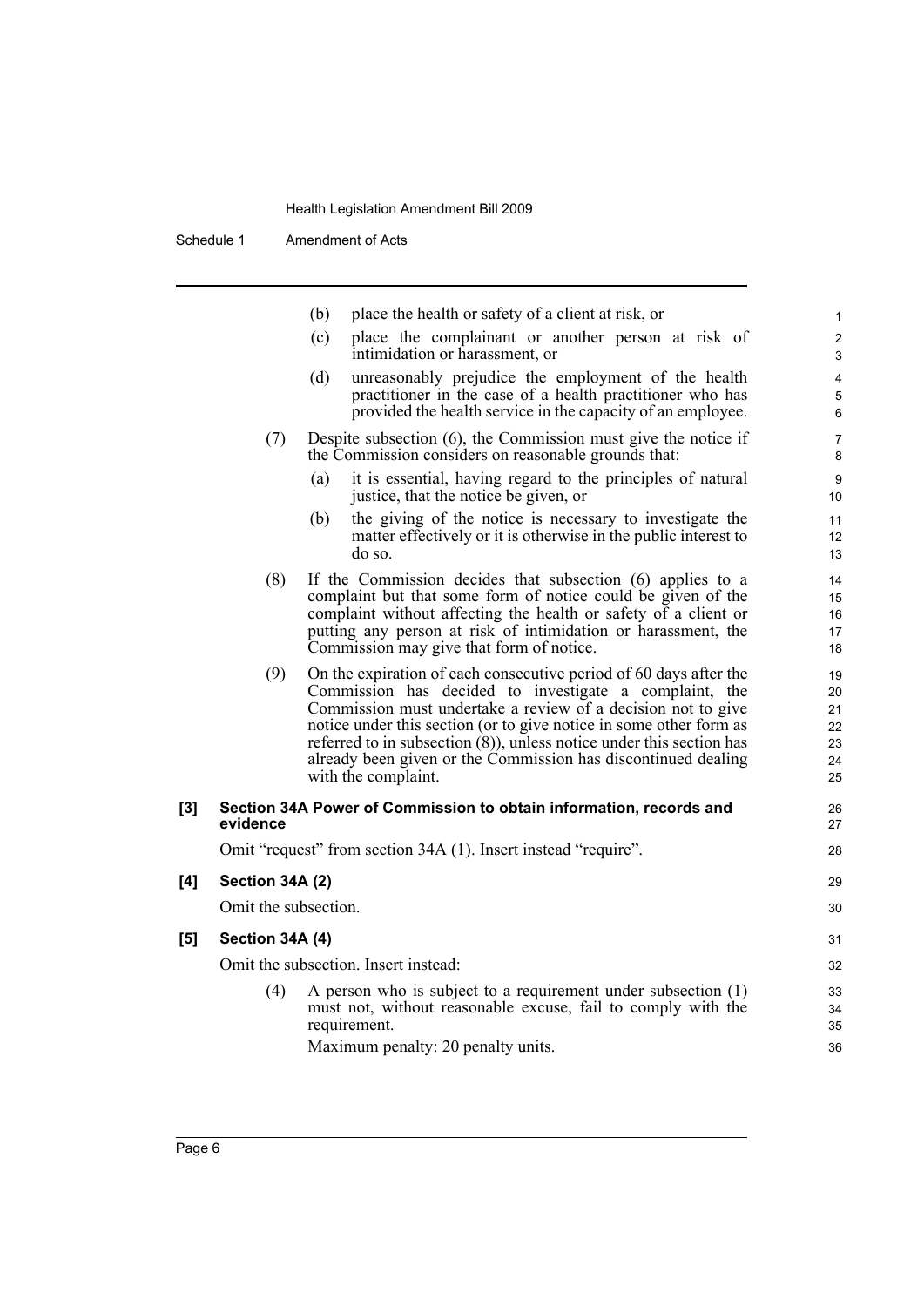(b) place the health or safety of a client at risk, or

(c) place the complainant or another person at risk of intimidation or harassment, or

(d) unreasonably prejudice the employment of the health practitioner in the case of a health practitioner who has provided the health service in the capacity of an employee.

(7) Despite subsection (6), the Commission must give the notice if the Commission considers on reasonable grounds that:

(a) it is essential, having regard to the principles of natural justice, that the notice be given, or

(b) the giving of the notice is necessary to investigate the matter effectively or it is otherwise in the public interest to do so.

(8) If the Commission decides that subsection (6) applies to a complaint but that some form of notice could be given of the complaint without affecting the health or safety of a client or putting any person at risk of intimidation or harassment, the Commission may give that form of notice.

(9) On the expiration of each consecutive period of 60 days after the Commission has decided to investigate a complaint, the Commission must undertake a review of a decision not to give notice under this section (or to give notice in some other form as referred to in subsection (8)), unless notice under this section has already been given or the Commission has discontinued dealing with the complaint.

**[3] Section 34A Power of Commission to obtain information, records and evidence**

Omit "request" from section 34A (1). Insert instead "require".

**[4] Section 34A (2)**

Omit the subsection.

**[5] Section 34A (4)**

Omit the subsection. Insert instead:

(4) A person who is subject to a requirement under subsection (1) must not, without reasonable excuse, fail to comply with the requirement.

Maximum penalty: 20 penalty units.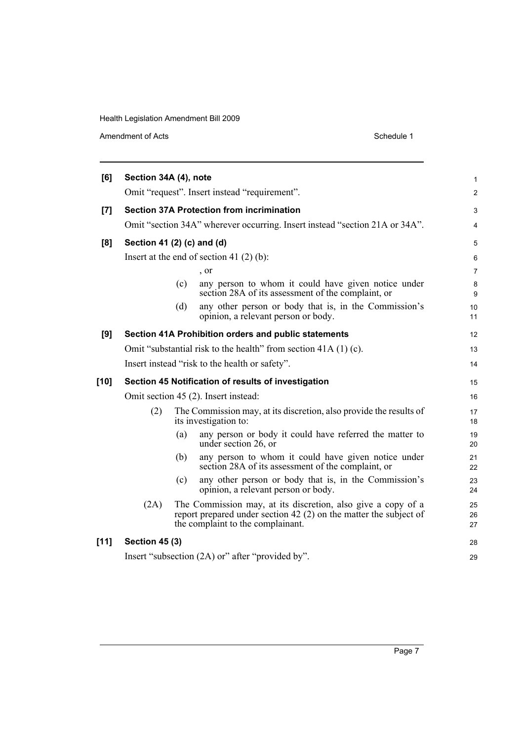**[6] Section 34A (4), note**

Omit "request". Insert instead "requirement".

**[7] Section 37A Protection from incrimination**

Omit "section 34A" wherever occurring. Insert instead "section 21A or 34A".

**[8] Section 41 (2) (c) and (d)**

Insert at the end of section 41 (2) (b):

, or

(c) any person to whom it could have given notice under section 28A of its assessment of the complaint, or

(d) any other person or body that is, in the Commission's opinion, a relevant person or body.

**[9] Section 41A Prohibition orders and public statements**

Omit "substantial risk to the health" from section 41A (1) (c).

Insert instead "risk to the health or safety".

**[10] Section 45 Notification of results of investigation**

Omit section 45 (2). Insert instead:

(2) The Commission may, at its discretion, also provide the results of its investigation to:

(a) any person or body it could have referred the matter to under section 26, or

(b) any person to whom it could have given notice under section 28A of its assessment of the complaint, or

(c) any other person or body that is, in the Commission's opinion, a relevant person or body.

(2A) The Commission may, at its discretion, also give a copy of a report prepared under section 42 (2) on the matter the subject of the complaint to the complainant.

**[11] Section 45 (3)**

Insert "subsection (2A) or" after "provided by".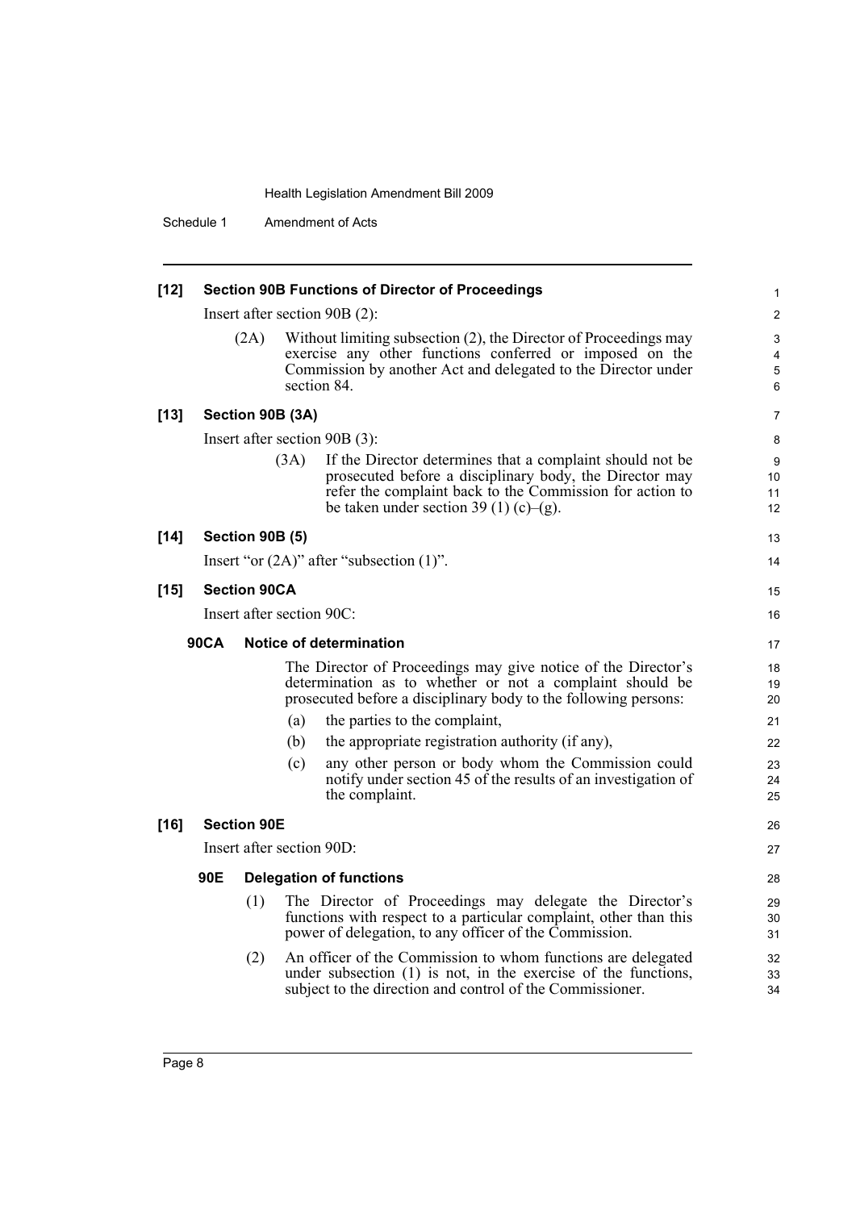**[12] Section 90B Functions of Director of Proceedings**

Insert after section 90B (2):

(2A) Without limiting subsection (2), the Director of Proceedings may exercise any other functions conferred or imposed on the Commission by another Act and delegated to the Director under section 84.

**[13] Section 90B (3A)**

Insert after section 90B (3):

(3A) If the Director determines that a complaint should not be prosecuted before a disciplinary body, the Director may refer the complaint back to the Commission for action to be taken under section 39 (1) (c)–(g).

**[14] Section 90B (5)**

Insert "or (2A)" after "subsection (1)".

**[15] Section 90CA**

Insert after section 90C:

**90CA Notice of determination**

The Director of Proceedings may give notice of the Director's determination as to whether or not a complaint should be prosecuted before a disciplinary body to the following persons:

(a) the parties to the complaint,

(b) the appropriate registration authority (if any),

(c) any other person or body whom the Commission could notify under section 45 of the results of an investigation of the complaint.

**[16] Section 90E**

Insert after section 90D:

**90E Delegation of functions**

(1) The Director of Proceedings may delegate the Director's functions with respect to a particular complaint, other than this power of delegation, to any officer of the Commission.

(2) An officer of the Commission to whom functions are delegated under subsection (1) is not, in the exercise of the functions, subject to the direction and control of the Commissioner.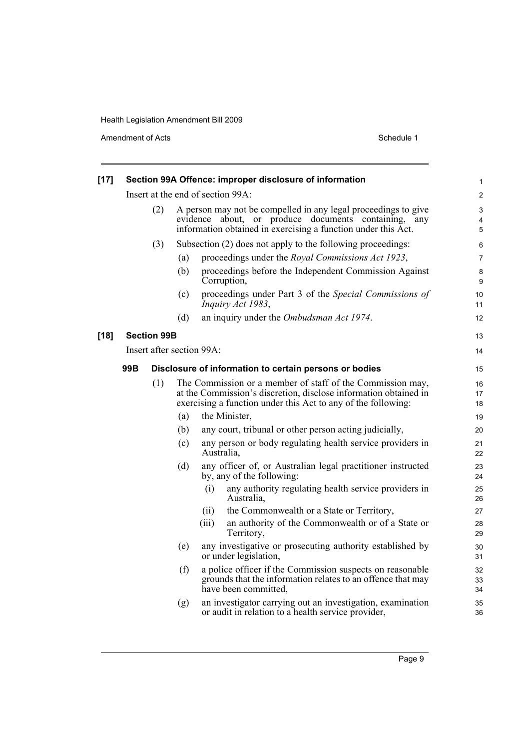**[17] Section 99A Offence: improper disclosure of information**

Insert at the end of section 99A:

(2) A person may not be compelled in any legal proceedings to give evidence about, or produce documents containing, any information obtained in exercising a function under this Act.

(3) Subsection (2) does not apply to the following proceedings:

(a) proceedings under the *Royal Commissions Act 1923*,

(b) proceedings before the Independent Commission Against Corruption,

(c) proceedings under Part 3 of the *Special Commissions of Inquiry Act 1983*,

(d) an inquiry under the *Ombudsman Act 1974*.

**[18] Section 99B**

Insert after section 99A:

**99B Disclosure of information to certain persons or bodies**

(1) The Commission or a member of staff of the Commission may, at the Commission's discretion, disclose information obtained in exercising a function under this Act to any of the following:

(a) the Minister,

(b) any court, tribunal or other person acting judicially,

(c) any person or body regulating health service providers in Australia,

(d) any officer of, or Australian legal practitioner instructed by, any of the following:

(i) any authority regulating health service providers in Australia,

(ii) the Commonwealth or a State or Territory,

(iii) an authority of the Commonwealth or of a State or Territory,

(e) any investigative or prosecuting authority established by or under legislation,

(f) a police officer if the Commission suspects on reasonable grounds that the information relates to an offence that may have been committed,

(g) an investigator carrying out an investigation, examination or audit in relation to a health service provider,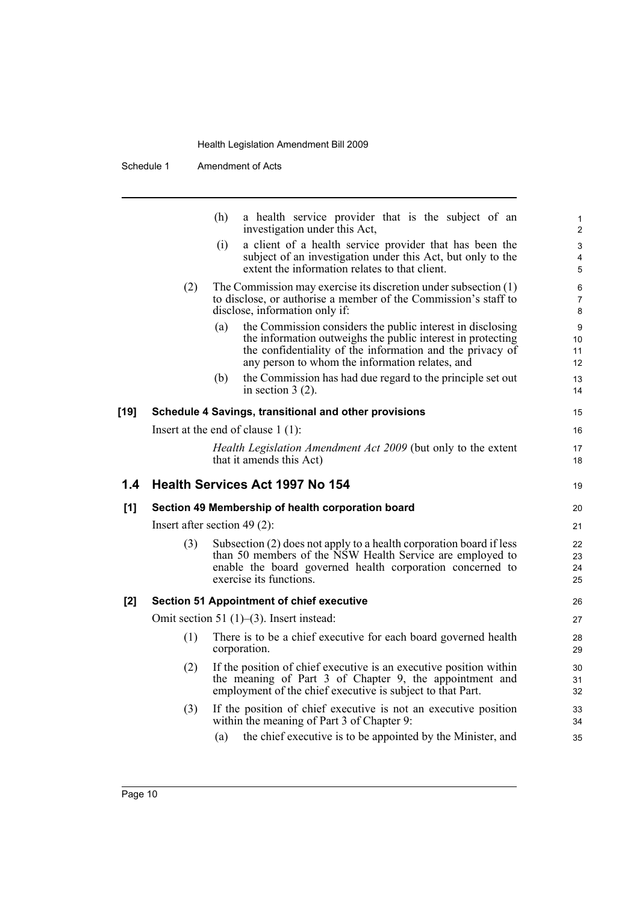(h) a health service provider that is the subject of an investigation under this Act,

(i) a client of a health service provider that has been the subject of an investigation under this Act, but only to the extent the information relates to that client.

(2) The Commission may exercise its discretion under subsection (1) to disclose, or authorise a member of the Commission's staff to disclose, information only if:

(a) the Commission considers the public interest in disclosing the information outweighs the public interest in protecting the confidentiality of the information and the privacy of any person to whom the information relates, and

(b) the Commission has had due regard to the principle set out in section 3 (2).

**[19] Schedule 4 Savings, transitional and other provisions**

Insert at the end of clause 1 (1):

*Health Legislation Amendment Act 2009* (but only to the extent that it amends this Act)

## 1.4 Health Services Act 1997 No 154

**[1] Section 49 Membership of health corporation board**

Insert after section 49 (2):

(3) Subsection (2) does not apply to a health corporation board if less than 50 members of the NSW Health Service are employed to enable the board governed health corporation concerned to exercise its functions.

**[2] Section 51 Appointment of chief executive**

Omit section 51 (1)–(3). Insert instead:

(1) There is to be a chief executive for each board governed health corporation.

(2) If the position of chief executive is an executive position within the meaning of Part 3 of Chapter 9, the appointment and employment of the chief executive is subject to that Part.

(3) If the position of chief executive is not an executive position within the meaning of Part 3 of Chapter 9:

(a) the chief executive is to be appointed by the Minister, and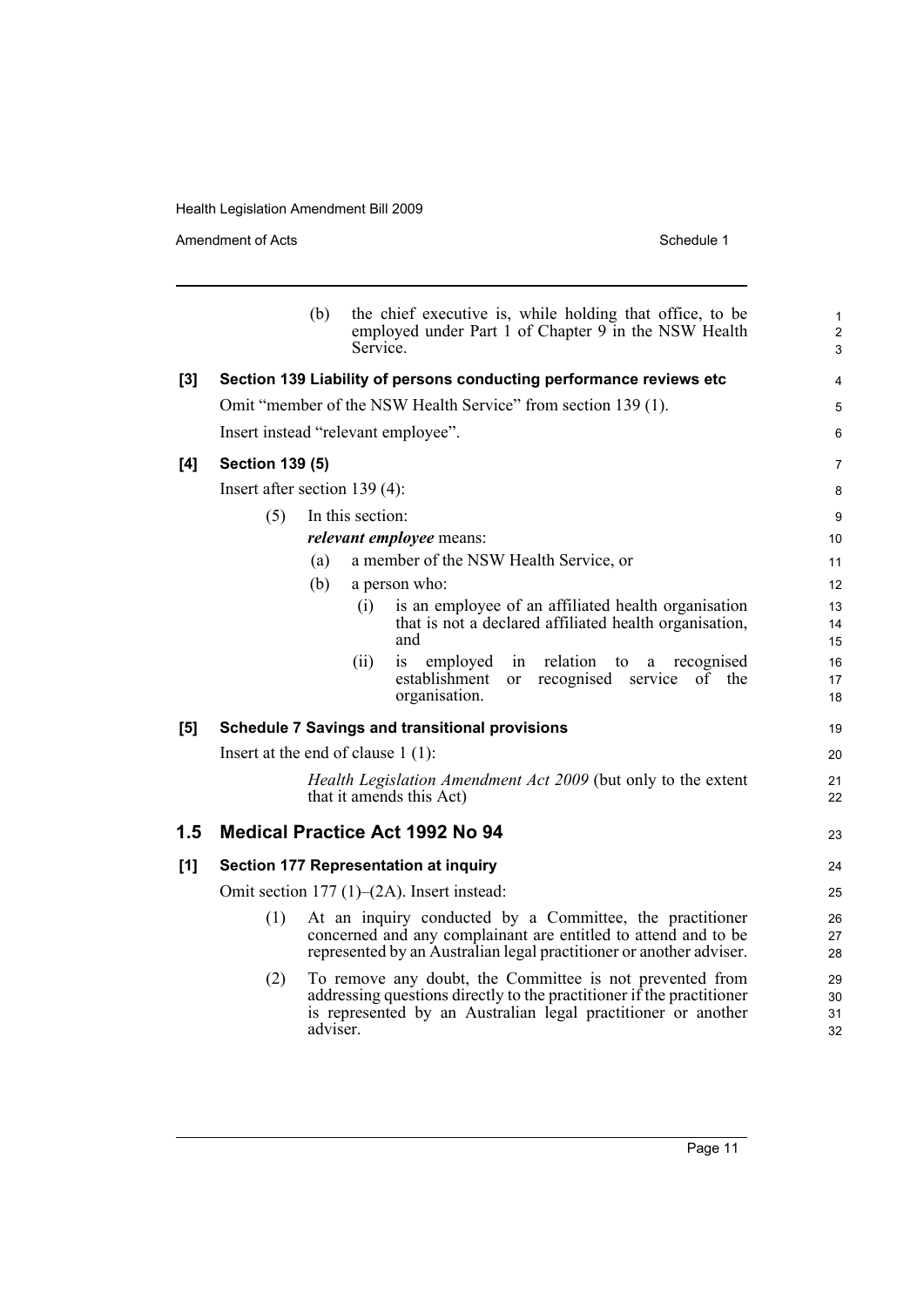(b) the chief executive is, while holding that office, to be employed under Part 1 of Chapter 9 in the NSW Health Service.

**[3] Section 139 Liability of persons conducting performance reviews etc**

Omit "member of the NSW Health Service" from section 139 (1).

Insert instead "relevant employee".

**[4] Section 139 (5)**

Insert after section 139 (4):

(5) In this section:

***relevant employee*** means:

(a) a member of the NSW Health Service, or

(b) a person who:

(i) is an employee of an affiliated health organisation that is not a declared affiliated health organisation, and

(ii) is employed in relation to a recognised establishment or recognised service of the organisation.

**[5] Schedule 7 Savings and transitional provisions**

Insert at the end of clause 1 (1):

*Health Legislation Amendment Act 2009* (but only to the extent that it amends this Act)

## 1.5 Medical Practice Act 1992 No 94

**[1] Section 177 Representation at inquiry**

Omit section 177 (1)–(2A). Insert instead:

(1) At an inquiry conducted by a Committee, the practitioner concerned and any complainant are entitled to attend and to be represented by an Australian legal practitioner or another adviser.

(2) To remove any doubt, the Committee is not prevented from addressing questions directly to the practitioner if the practitioner is represented by an Australian legal practitioner or another adviser.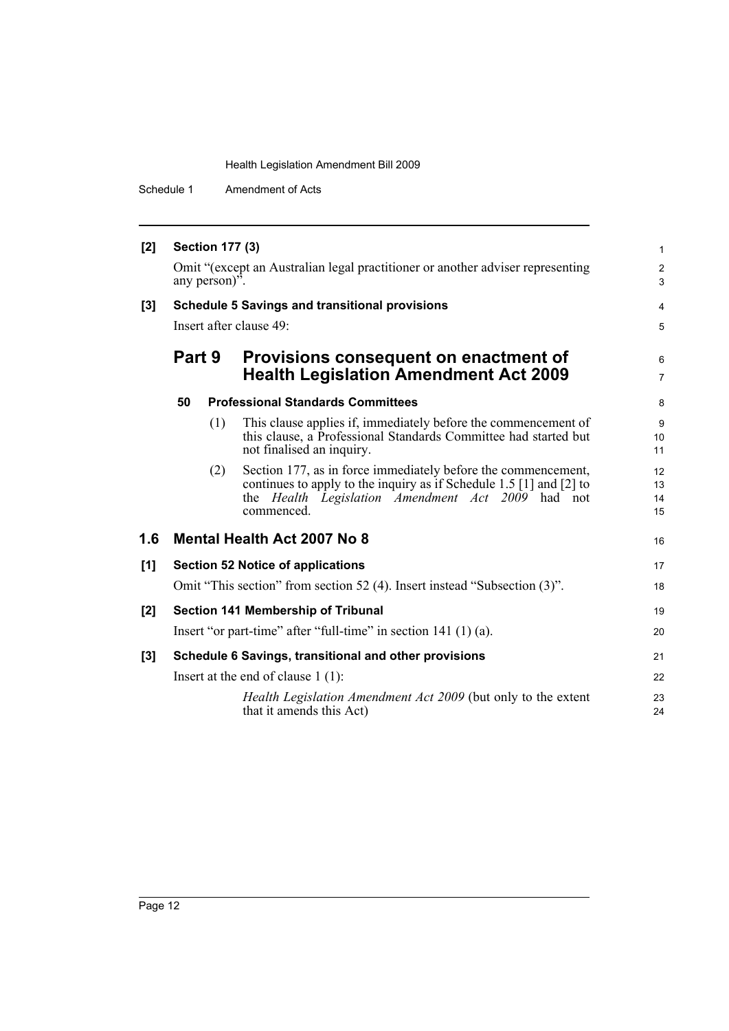**[2] Section 177 (3)**

Omit "(except an Australian legal practitioner or another adviser representing any person)".

**[3] Schedule 5 Savings and transitional provisions**

Insert after clause 49:

## Part 9 Provisions consequent on enactment of Health Legislation Amendment Act 2009

**50 Professional Standards Committees**

(1) This clause applies if, immediately before the commencement of this clause, a Professional Standards Committee had started but not finalised an inquiry.

(2) Section 177, as in force immediately before the commencement, continues to apply to the inquiry as if Schedule 1.5 [1] and [2] to the *Health Legislation Amendment Act 2009* had not commenced.

## 1.6 Mental Health Act 2007 No 8

**[1] Section 52 Notice of applications**

Omit "This section" from section 52 (4). Insert instead "Subsection (3)".

**[2] Section 141 Membership of Tribunal**

Insert "or part-time" after "full-time" in section 141 (1) (a).

**[3] Schedule 6 Savings, transitional and other provisions**

Insert at the end of clause 1 (1):

*Health Legislation Amendment Act 2009* (but only to the extent that it amends this Act)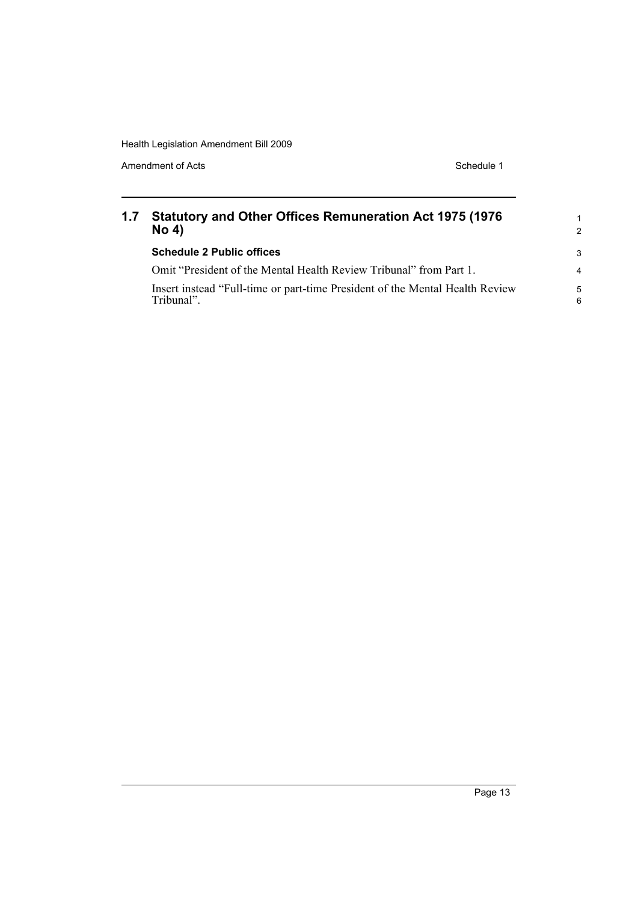## 1.7 Statutory and Other Offices Remuneration Act 1975 (1976 No 4)

**Schedule 2 Public offices**

Omit "President of the Mental Health Review Tribunal" from Part 1.

Insert instead "Full-time or part-time President of the Mental Health Review Tribunal".